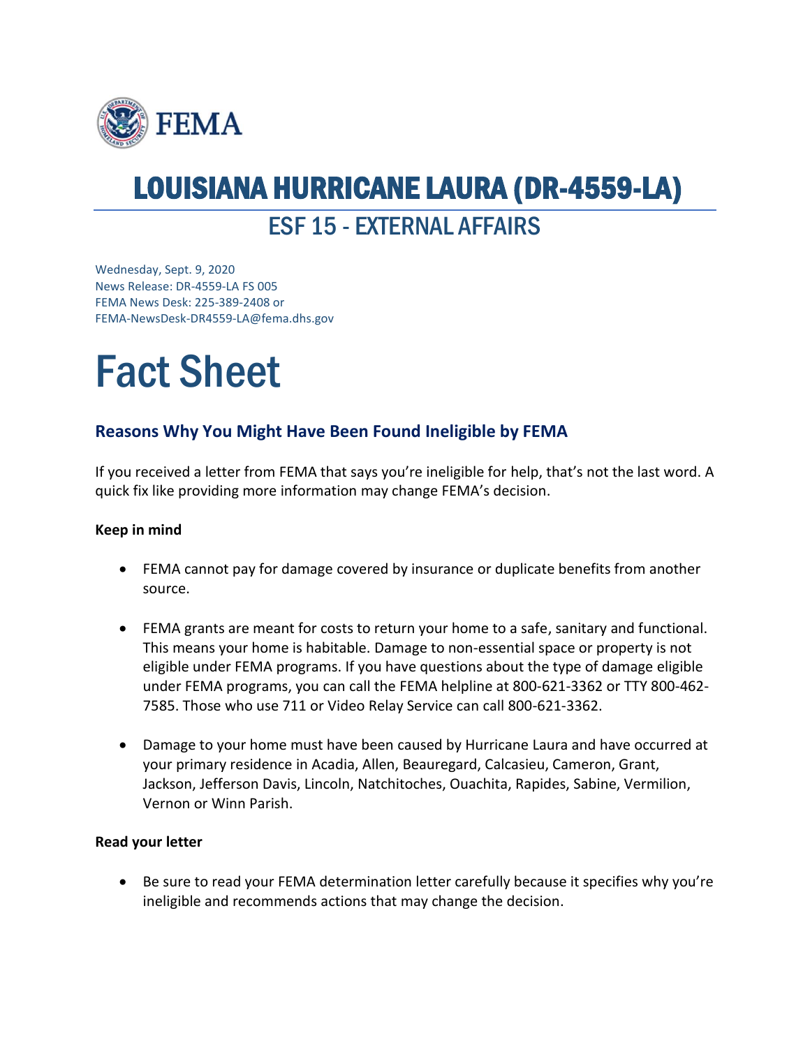# LOUISIANA HURRICANE LAURA (DR-4559-LA)

## ESF 15 - EXTERNAL AFFAIRS

Wednesday, Sept. 9, 2020
News Release: DR-4559-LA FS 005
FEMA News Desk: 225-389-2408 or
FEMA-NewsDesk-DR4559-LA@fema.dhs.gov

# Fact Sheet

### Reasons Why You Might Have Been Found Ineligible by FEMA

If you received a letter from FEMA that says you're ineligible for help, that's not the last word. A quick fix like providing more information may change FEMA's decision.

**Keep in mind**

- FEMA cannot pay for damage covered by insurance or duplicate benefits from another source.
- FEMA grants are meant for costs to return your home to a safe, sanitary and functional. This means your home is habitable. Damage to non-essential space or property is not eligible under FEMA programs. If you have questions about the type of damage eligible under FEMA programs, you can call the FEMA helpline at 800-621-3362 or TTY 800-462-7585. Those who use 711 or Video Relay Service can call 800-621-3362.
- Damage to your home must have been caused by Hurricane Laura and have occurred at your primary residence in Acadia, Allen, Beauregard, Calcasieu, Cameron, Grant, Jackson, Jefferson Davis, Lincoln, Natchitoches, Ouachita, Rapides, Sabine, Vermilion, Vernon or Winn Parish.

**Read your letter**

- Be sure to read your FEMA determination letter carefully because it specifies why you're ineligible and recommends actions that may change the decision.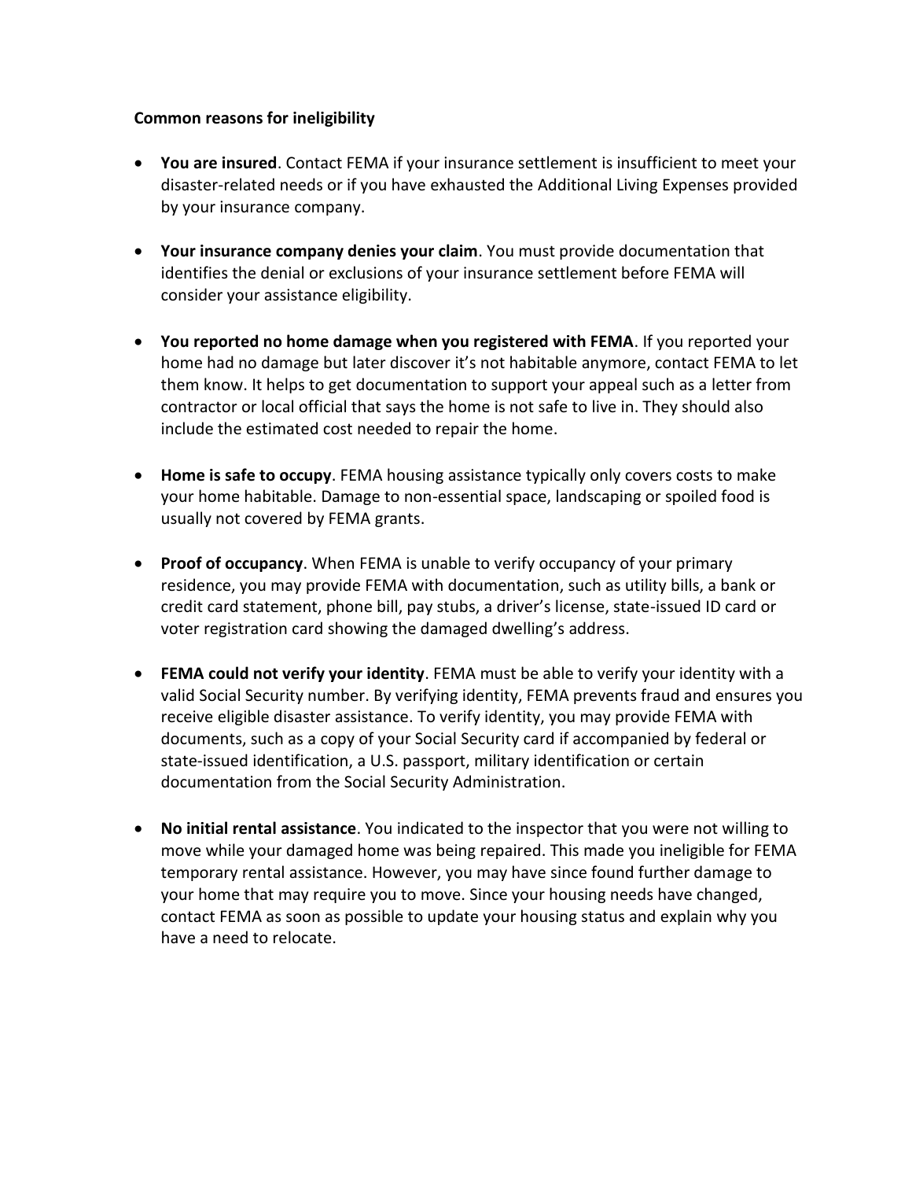**Common reasons for ineligibility**

- **You are insured**. Contact FEMA if your insurance settlement is insufficient to meet your disaster-related needs or if you have exhausted the Additional Living Expenses provided by your insurance company.

- **Your insurance company denies your claim**. You must provide documentation that identifies the denial or exclusions of your insurance settlement before FEMA will consider your assistance eligibility.

- **You reported no home damage when you registered with FEMA**. If you reported your home had no damage but later discover it's not habitable anymore, contact FEMA to let them know. It helps to get documentation to support your appeal such as a letter from contractor or local official that says the home is not safe to live in. They should also include the estimated cost needed to repair the home.

- **Home is safe to occupy**. FEMA housing assistance typically only covers costs to make your home habitable. Damage to non-essential space, landscaping or spoiled food is usually not covered by FEMA grants.

- **Proof of occupancy**. When FEMA is unable to verify occupancy of your primary residence, you may provide FEMA with documentation, such as utility bills, a bank or credit card statement, phone bill, pay stubs, a driver's license, state-issued ID card or voter registration card showing the damaged dwelling's address.

- **FEMA could not verify your identity**. FEMA must be able to verify your identity with a valid Social Security number. By verifying identity, FEMA prevents fraud and ensures you receive eligible disaster assistance. To verify identity, you may provide FEMA with documents, such as a copy of your Social Security card if accompanied by federal or state-issued identification, a U.S. passport, military identification or certain documentation from the Social Security Administration.

- **No initial rental assistance**. You indicated to the inspector that you were not willing to move while your damaged home was being repaired. This made you ineligible for FEMA temporary rental assistance. However, you may have since found further damage to your home that may require you to move. Since your housing needs have changed, contact FEMA as soon as possible to update your housing status and explain why you have a need to relocate.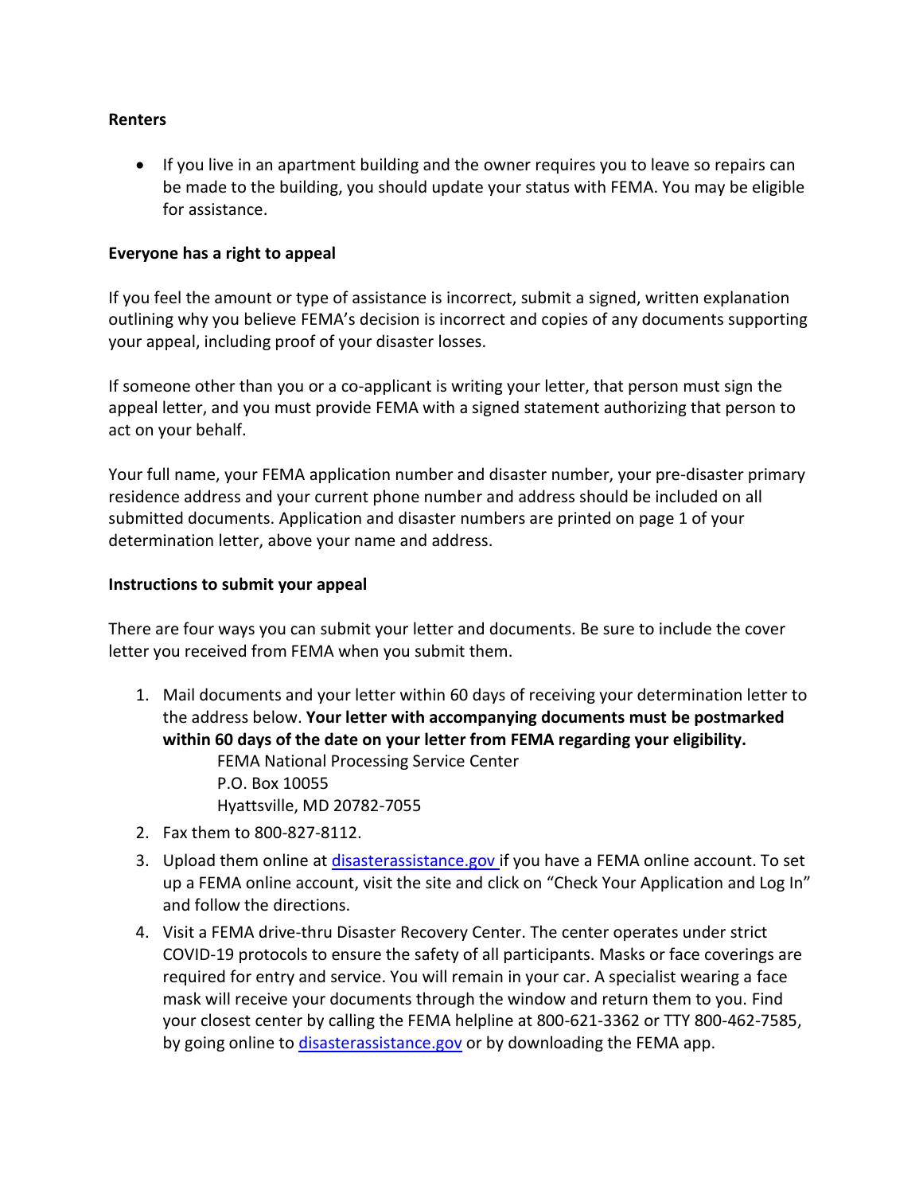**Renters**

- If you live in an apartment building and the owner requires you to leave so repairs can be made to the building, you should update your status with FEMA. You may be eligible for assistance.

**Everyone has a right to appeal**

If you feel the amount or type of assistance is incorrect, submit a signed, written explanation outlining why you believe FEMA's decision is incorrect and copies of any documents supporting your appeal, including proof of your disaster losses.

If someone other than you or a co-applicant is writing your letter, that person must sign the appeal letter, and you must provide FEMA with a signed statement authorizing that person to act on your behalf.

Your full name, your FEMA application number and disaster number, your pre-disaster primary residence address and your current phone number and address should be included on all submitted documents. Application and disaster numbers are printed on page 1 of your determination letter, above your name and address.

**Instructions to submit your appeal**

There are four ways you can submit your letter and documents. Be sure to include the cover letter you received from FEMA when you submit them.

1. Mail documents and your letter within 60 days of receiving your determination letter to the address below. **Your letter with accompanying documents must be postmarked within 60 days of the date on your letter from FEMA regarding your eligibility.**
   FEMA National Processing Service Center
   P.O. Box 10055
   Hyattsville, MD 20782-7055
2. Fax them to 800-827-8112.
3. Upload them online at [disasterassistance.gov](disasterassistance.gov) if you have a FEMA online account. To set up a FEMA online account, visit the site and click on "Check Your Application and Log In" and follow the directions.
4. Visit a FEMA drive-thru Disaster Recovery Center. The center operates under strict COVID-19 protocols to ensure the safety of all participants. Masks or face coverings are required for entry and service. You will remain in your car. A specialist wearing a face mask will receive your documents through the window and return them to you. Find your closest center by calling the FEMA helpline at 800-621-3362 or TTY 800-462-7585, by going online to [disasterassistance.gov](disasterassistance.gov) or by downloading the FEMA app.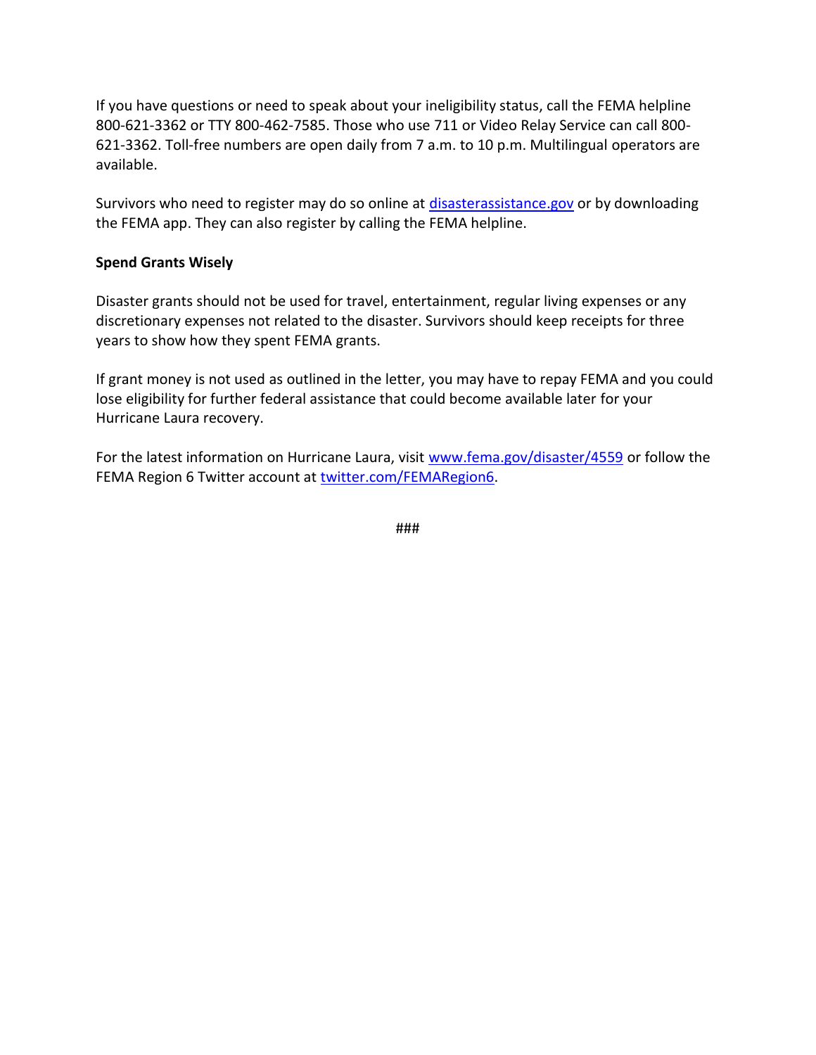If you have questions or need to speak about your ineligibility status, call the FEMA helpline 800-621-3362 or TTY 800-462-7585. Those who use 711 or Video Relay Service can call 800-621-3362. Toll-free numbers are open daily from 7 a.m. to 10 p.m. Multilingual operators are available.

Survivors who need to register may do so online at [disasterassistance.gov](https://www.disasterassistance.gov) or by downloading the FEMA app. They can also register by calling the FEMA helpline.

**Spend Grants Wisely**

Disaster grants should not be used for travel, entertainment, regular living expenses or any discretionary expenses not related to the disaster. Survivors should keep receipts for three years to show how they spent FEMA grants.

If grant money is not used as outlined in the letter, you may have to repay FEMA and you could lose eligibility for further federal assistance that could become available later for your Hurricane Laura recovery.

For the latest information on Hurricane Laura, visit [www.fema.gov/disaster/4559](http://www.fema.gov/disaster/4559) or follow the FEMA Region 6 Twitter account at [twitter.com/FEMARegion6](https://twitter.com/FEMARegion6).

###